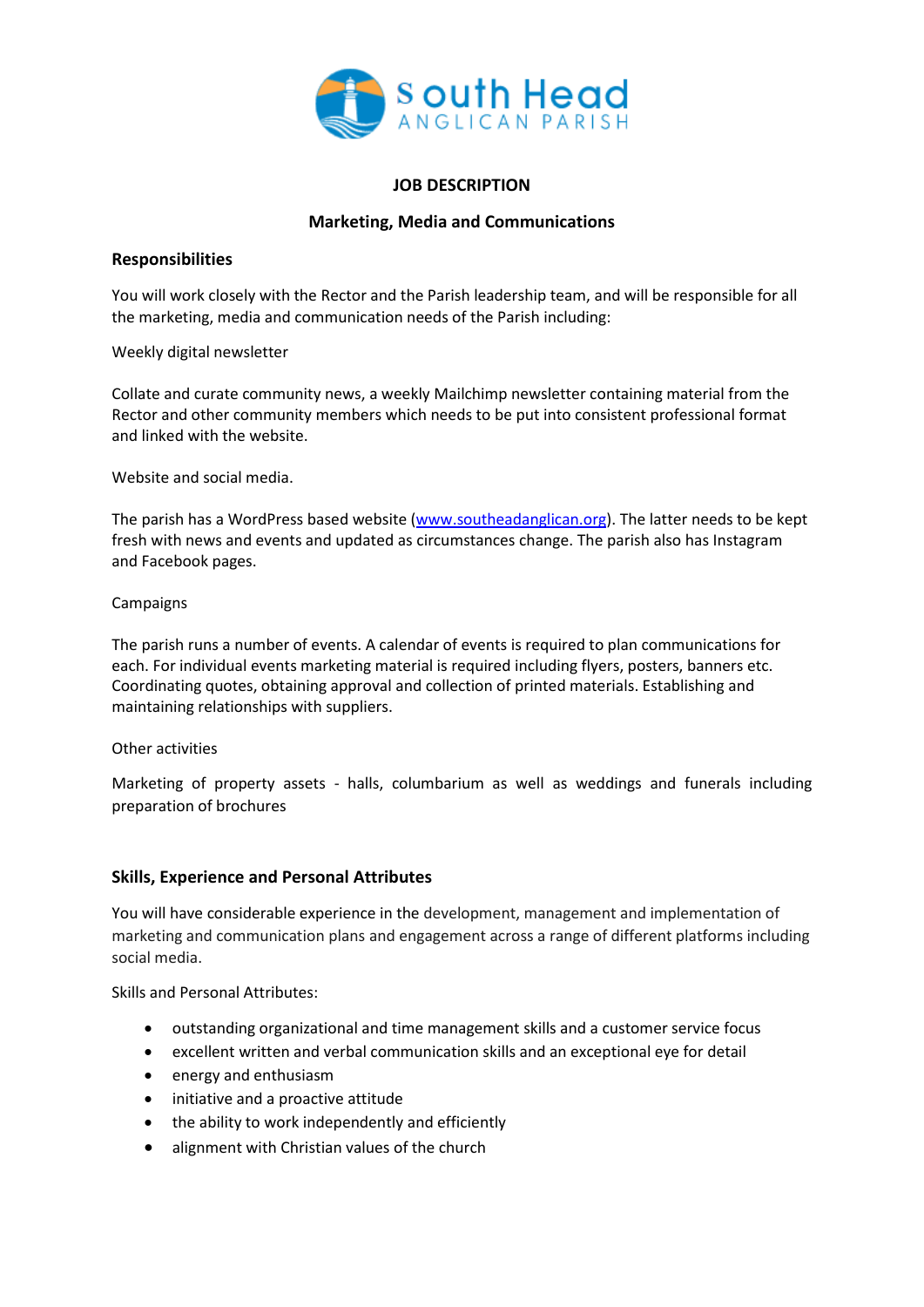South Head
ANGLICAN PARISH

# JOB DESCRIPTION

## Marketing, Media and Communications

### Responsibilities

You will work closely with the Rector and the Parish leadership team, and will be responsible for all the marketing, media and communication needs of the Parish including:

Weekly digital newsletter

Collate and curate community news, a weekly Mailchimp newsletter containing material from the Rector and other community members which needs to be put into consistent professional format and linked with the website.

Website and social media.

The parish has a WordPress based website (www.southeadanglican.org). The latter needs to be kept fresh with news and events and updated as circumstances change. The parish also has Instagram and Facebook pages.

Campaigns

The parish runs a number of events. A calendar of events is required to plan communications for each. For individual events marketing material is required including flyers, posters, banners etc. Coordinating quotes, obtaining approval and collection of printed materials. Establishing and maintaining relationships with suppliers.

Other activities

Marketing of property assets - halls, columbarium as well as weddings and funerals including preparation of brochures

### Skills, Experience and Personal Attributes

You will have considerable experience in the development, management and implementation of marketing and communication plans and engagement across a range of different platforms including social media.

Skills and Personal Attributes:

- outstanding organizational and time management skills and a customer service focus
- excellent written and verbal communication skills and an exceptional eye for detail
- energy and enthusiasm
- initiative and a proactive attitude
- the ability to work independently and efficiently
- alignment with Christian values of the church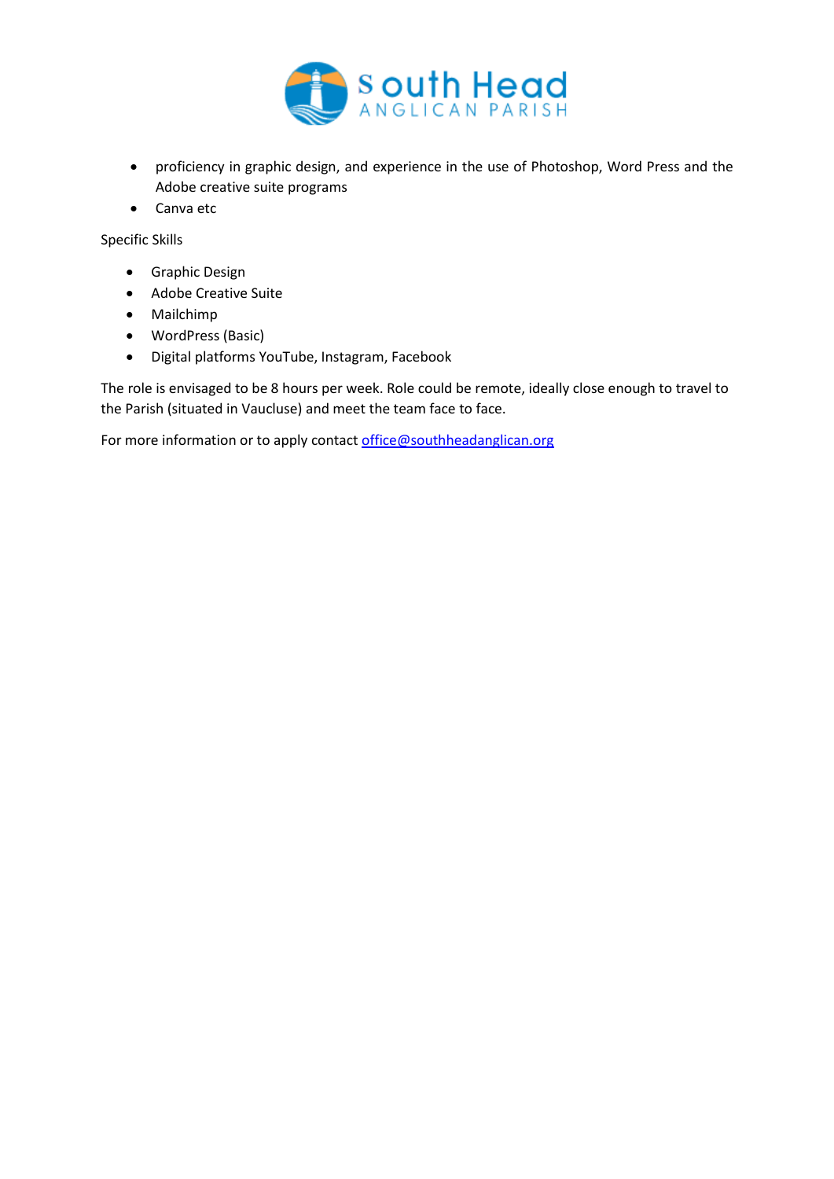- proficiency in graphic design, and experience in the use of Photoshop, Word Press and the Adobe creative suite programs
- Canva etc

Specific Skills

- Graphic Design
- Adobe Creative Suite
- Mailchimp
- WordPress (Basic)
- Digital platforms YouTube, Instagram, Facebook

The role is envisaged to be 8 hours per week. Role could be remote, ideally close enough to travel to the Parish (situated in Vaucluse) and meet the team face to face.

For more information or to apply contact office@southheadanglican.org